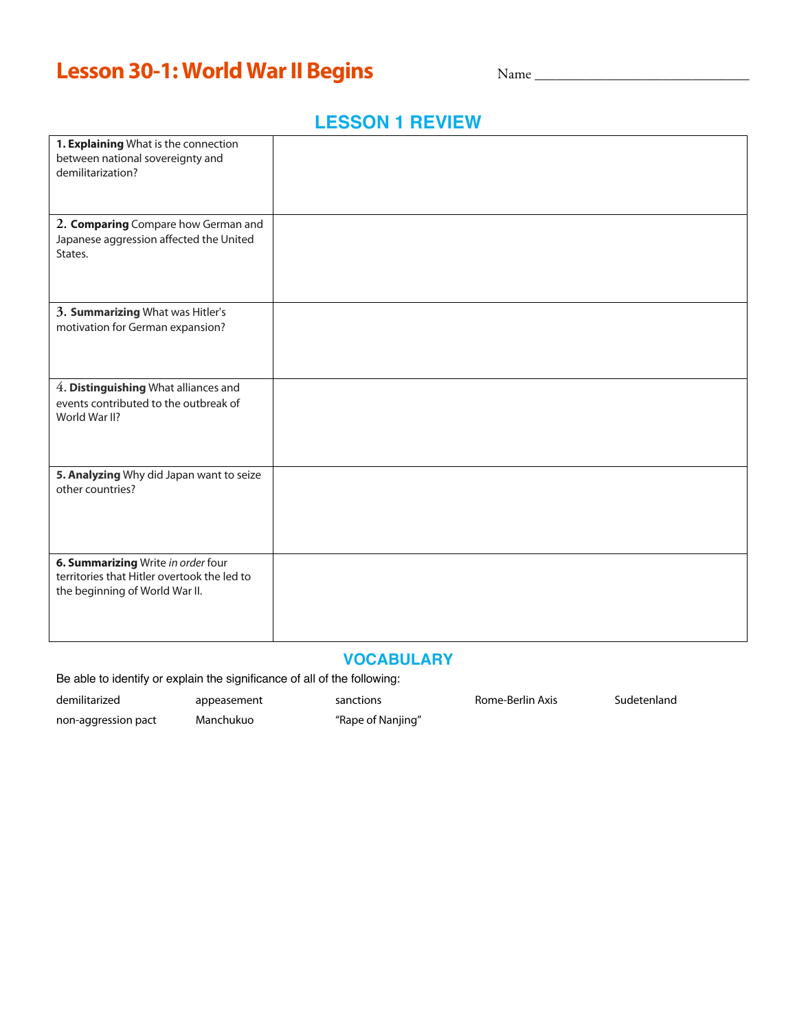# Lesson 30-1: World War II Begins

Name ______________________________

## LESSON 1 REVIEW

| | |
|---|---|
| **1. Explaining** What is the connection between national sovereignty and demilitarization? | |
| **2. Comparing** Compare how German and Japanese aggression affected the United States. | |
| **3. Summarizing** What was Hitler's motivation for German expansion? | |
| **4. Distinguishing** What alliances and events contributed to the outbreak of World War II? | |
| **5. Analyzing** Why did Japan want to seize other countries? | |
| **6. Summarizing** Write *in order* four territories that Hitler overtook the led to the beginning of World War II. | |

## VOCABULARY

Be able to identify or explain the significance of all of the following:

| | | | | |
|---|---|---|---|---|
| demilitarized | appeasement | sanctions | Rome-Berlin Axis | Sudetenland |
| non-aggression pact | Manchukuo | "Rape of Nanjing" | | |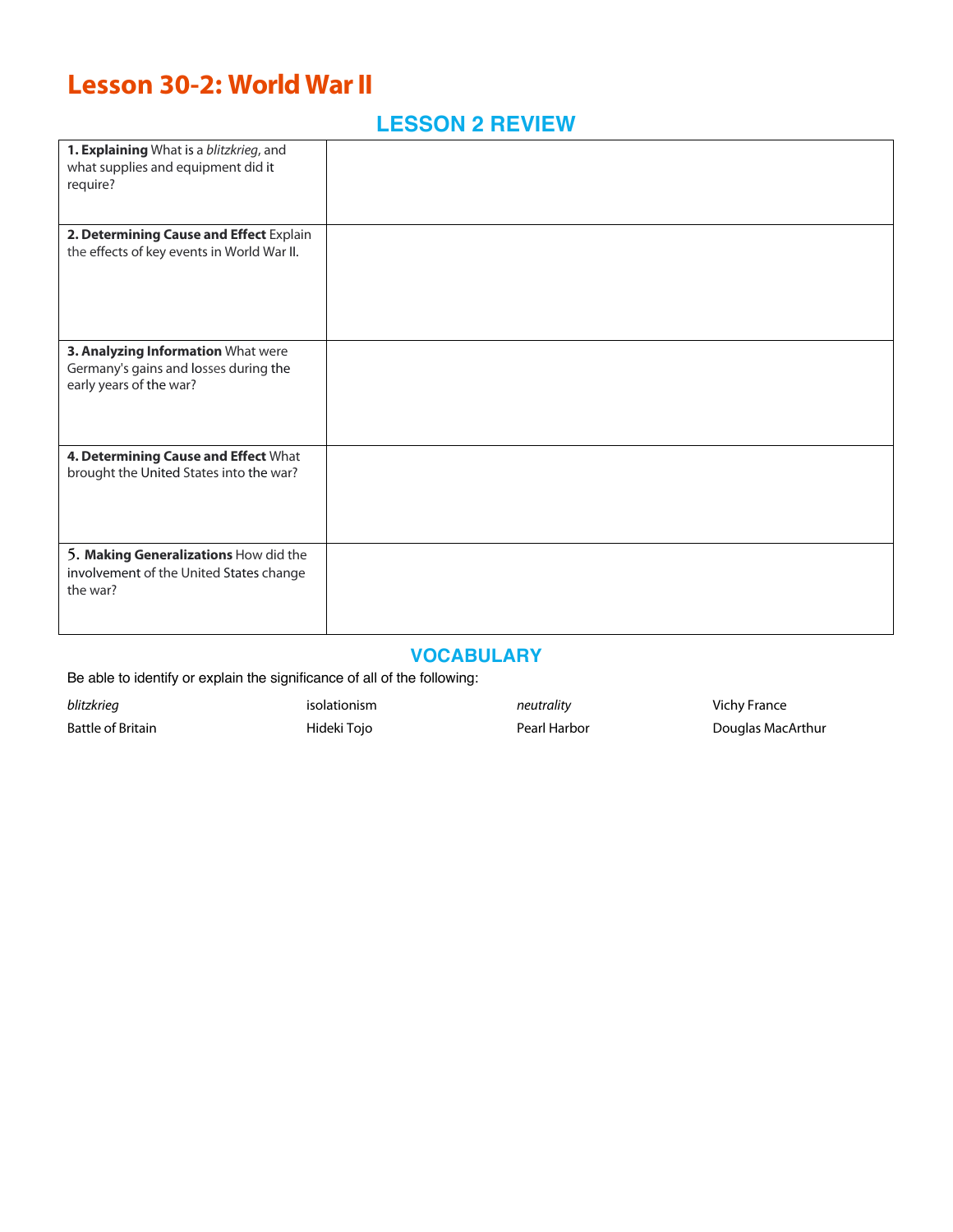# Lesson 30-2: World War II

## LESSON 2 REVIEW

| | |
|---|---|
| **1. Explaining** What is a *blitzkrieg*, and what supplies and equipment did it require? | |
| **2. Determining Cause and Effect** Explain the effects of key events in World War II. | |
| **3. Analyzing Information** What were Germany's gains and losses during the early years of the war? | |
| **4. Determining Cause and Effect** What brought the United States into the war? | |
| **5. Making Generalizations** How did the involvement of the United States change the war? | |

## VOCABULARY

Be able to identify or explain the significance of all of the following:

| | | | |
|---|---|---|---|
| *blitzkrieg* | isolationism | *neutrality* | Vichy France |
| Battle of Britain | Hideki Tojo | Pearl Harbor | Douglas MacArthur |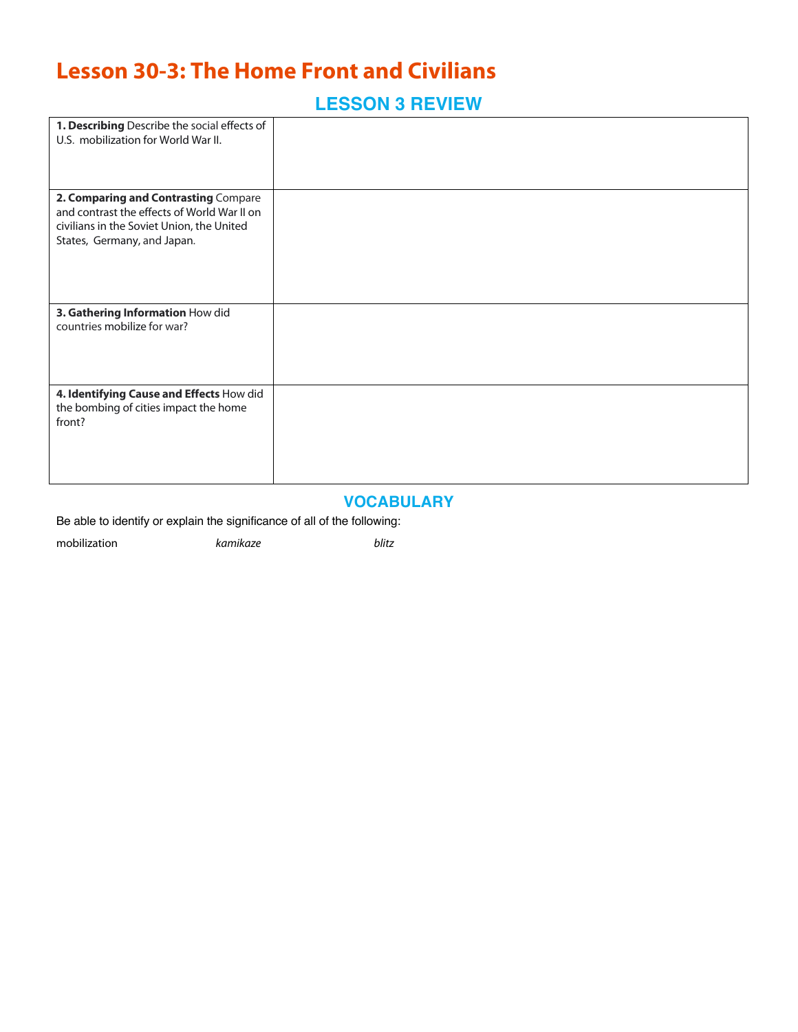# Lesson 30-3: The Home Front and Civilians

## LESSON 3 REVIEW

| | |
|---|---|
| **1. Describing** Describe the social effects of U.S. mobilization for World War II. | |
| **2. Comparing and Contrasting** Compare and contrast the effects of World War II on civilians in the Soviet Union, the United States, Germany, and Japan. | |
| **3. Gathering Information** How did countries mobilize for war? | |
| **4. Identifying Cause and Effects** How did the bombing of cities impact the home front? | |

## VOCABULARY

Be able to identify or explain the significance of all of the following:

mobilization *kamikaze* *blitz*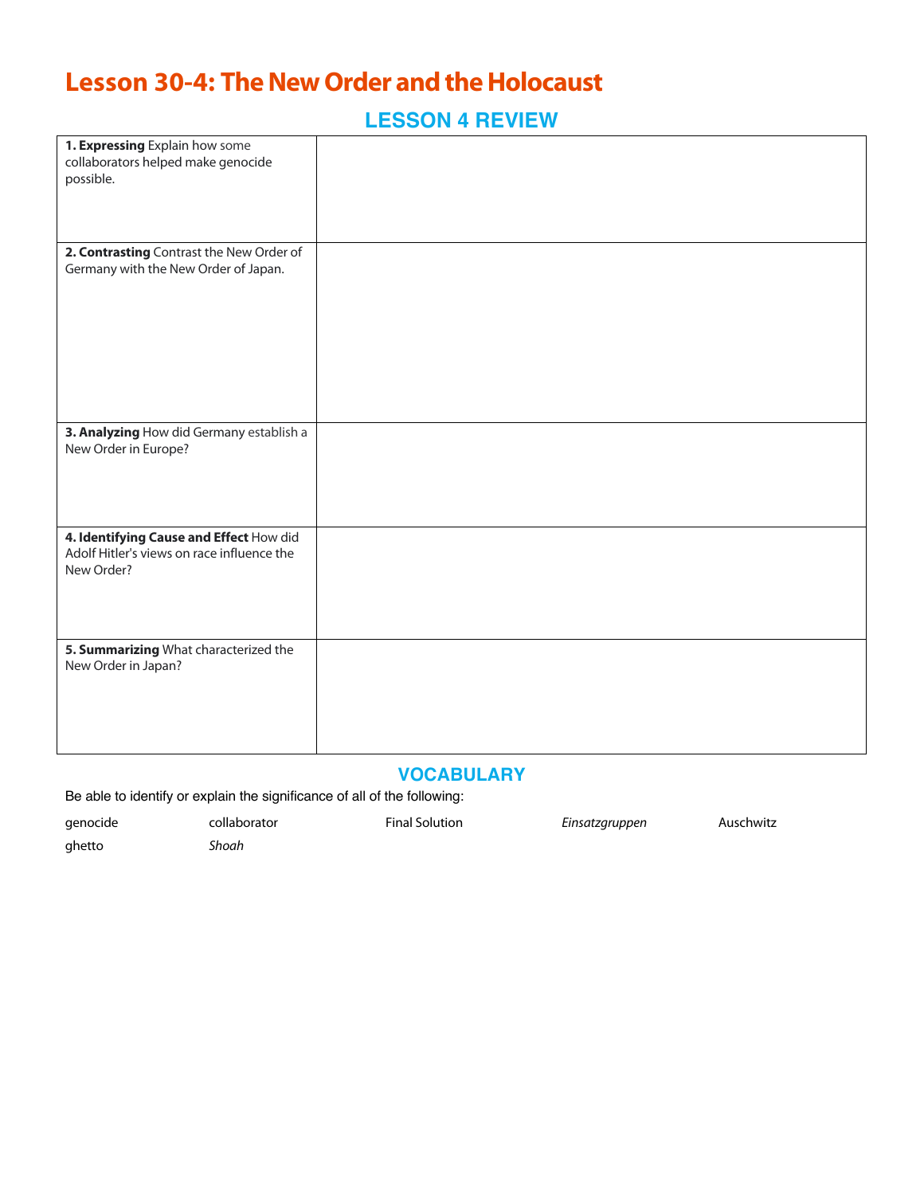# Lesson 30-4: The New Order and the Holocaust

## LESSON 4 REVIEW

| | |
|---|---|
| **1. Expressing** Explain how some collaborators helped make genocide possible. | |
| **2. Contrasting** Contrast the New Order of Germany with the New Order of Japan. | |
| **3. Analyzing** How did Germany establish a New Order in Europe? | |
| **4. Identifying Cause and Effect** How did Adolf Hitler's views on race influence the New Order? | |
| **5. Summarizing** What characterized the New Order in Japan? | |

## VOCABULARY

Be able to identify or explain the significance of all of the following:

| | | | | |
|---|---|---|---|---|
| genocide | collaborator | Final Solution | *Einsatzgruppen* | Auschwitz |
| ghetto | *Shoah* | | | |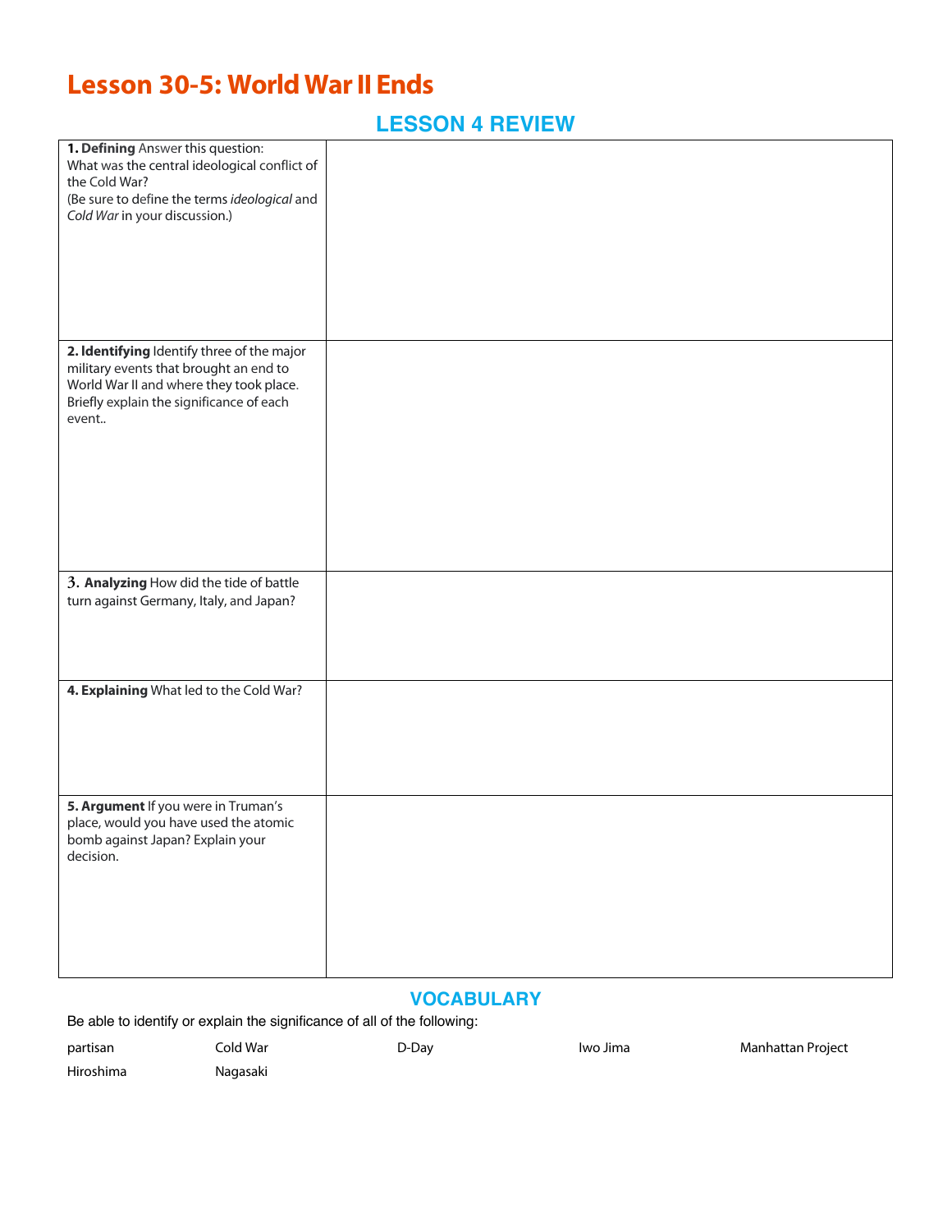# Lesson 30-5: World War II Ends

## LESSON 4 REVIEW

| | |
|---|---|
| **1. Defining** Answer this question: What was the central ideological conflict of the Cold War? (Be sure to define the terms *ideological* and *Cold War* in your discussion.) | |
| **2. Identifying** Identify three of the major military events that brought an end to World War II and where they took place. Briefly explain the significance of each event.. | |
| **3. Analyzing** How did the tide of battle turn against Germany, Italy, and Japan? | |
| **4. Explaining** What led to the Cold War? | |
| **5. Argument** If you were in Truman's place, would you have used the atomic bomb against Japan? Explain your decision. | |

## VOCABULARY

Be able to identify or explain the significance of all of the following:

partisan
Cold War
D-Day
Iwo Jima
Manhattan Project
Hiroshima
Nagasaki